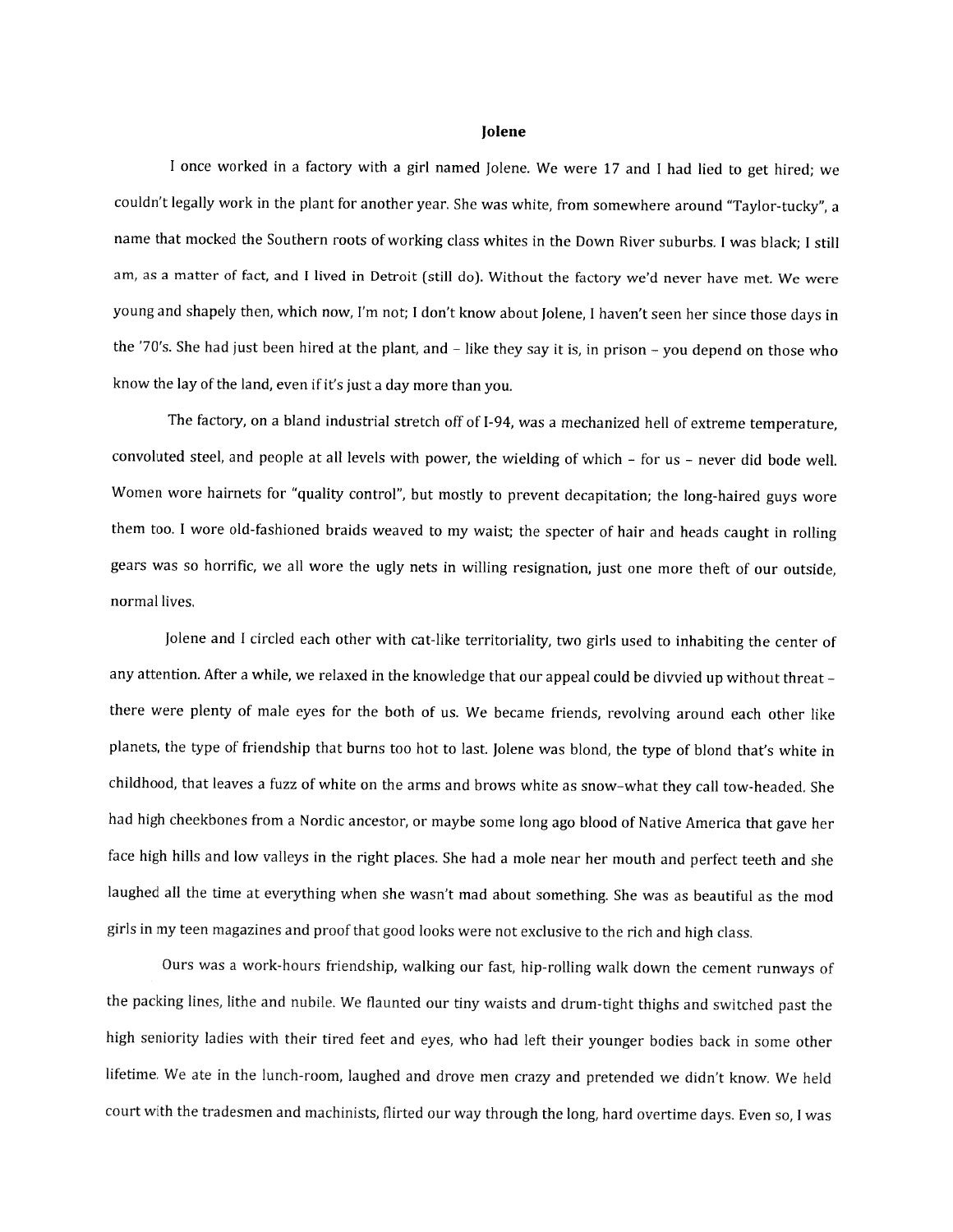# Jolene

I once worked in a factory with a girl named Jolene. We were 17 and I had lied to get hired; we couldn't legally work in the plant for another year. She was white, from somewhere around "Taylor-tucky", a name that mocked the Southern roots of working class whites in the Down River suburbs. I was black; I still am, as a matter of fact, and I lived in Detroit (still do). Without the factory we'd never have met. We were young and shapely then, which now, I'm not; I don't know about Jolene, I haven't seen her since those days in the '70's. She had just been hired at the plant, and – like they say it is, in prison – you depend on those who know the lay of the land, even if it's just a day more than you.

The factory, on a bland industrial stretch off of I-94, was a mechanized hell of extreme temperature, convoluted steel, and people at all levels with power, the wielding of which – for us – never did bode well. Women wore hairnets for "quality control", but mostly to prevent decapitation; the long-haired guys wore them too. I wore old-fashioned braids weaved to my waist; the specter of hair and heads caught in rolling gears was so horrific, we all wore the ugly nets in willing resignation, just one more theft of our outside, normal lives.

Jolene and I circled each other with cat-like territoriality, two girls used to inhabiting the center of any attention. After a while, we relaxed in the knowledge that our appeal could be divvied up without threat – there were plenty of male eyes for the both of us. We became friends, revolving around each other like planets, the type of friendship that burns too hot to last. Jolene was blond, the type of blond that's white in childhood, that leaves a fuzz of white on the arms and brows white as snow–what they call tow-headed. She had high cheekbones from a Nordic ancestor, or maybe some long ago blood of Native America that gave her face high hills and low valleys in the right places. She had a mole near her mouth and perfect teeth and she laughed all the time at everything when she wasn't mad about something. She was as beautiful as the mod girls in my teen magazines and proof that good looks were not exclusive to the rich and high class.

Ours was a work-hours friendship, walking our fast, hip-rolling walk down the cement runways of the packing lines, lithe and nubile. We flaunted our tiny waists and drum-tight thighs and switched past the high seniority ladies with their tired feet and eyes, who had left their younger bodies back in some other lifetime. We ate in the lunch-room, laughed and drove men crazy and pretended we didn't know. We held court with the tradesmen and machinists, flirted our way through the long, hard overtime days. Even so, I was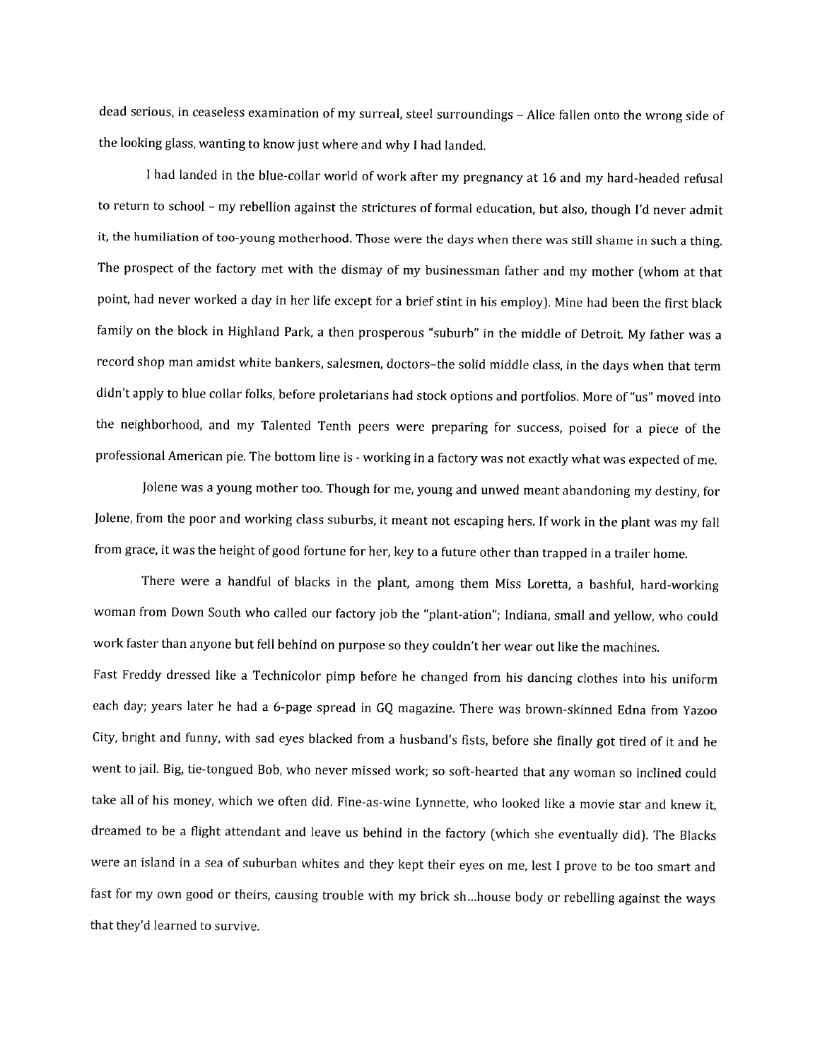dead serious, in ceaseless examination of my surreal, steel surroundings – Alice fallen onto the wrong side of the looking glass, wanting to know just where and why I had landed.

I had landed in the blue-collar world of work after my pregnancy at 16 and my hard-headed refusal to return to school – my rebellion against the strictures of formal education, but also, though I'd never admit it, the humiliation of too-young motherhood. Those were the days when there was still shame in such a thing. The prospect of the factory met with the dismay of my businessman father and my mother (whom at that point, had never worked a day in her life except for a brief stint in his employ). Mine had been the first black family on the block in Highland Park, a then prosperous "suburb" in the middle of Detroit. My father was a record shop man amidst white bankers, salesmen, doctors–the solid middle class, in the days when that term didn't apply to blue collar folks, before proletarians had stock options and portfolios. More of "us" moved into the neighborhood, and my Talented Tenth peers were preparing for success, poised for a piece of the professional American pie. The bottom line is - working in a factory was not exactly what was expected of me.

Jolene was a young mother too. Though for me, young and unwed meant abandoning my destiny, for Jolene, from the poor and working class suburbs, it meant not escaping hers. If work in the plant was my fall from grace, it was the height of good fortune for her, key to a future other than trapped in a trailer home.

There were a handful of blacks in the plant, among them Miss Loretta, a bashful, hard-working woman from Down South who called our factory job the "plant-ation"; Indiana, small and yellow, who could work faster than anyone but fell behind on purpose so they couldn't her wear out like the machines. Fast Freddy dressed like a Technicolor pimp before he changed from his dancing clothes into his uniform each day; years later he had a 6-page spread in GQ magazine. There was brown-skinned Edna from Yazoo City, bright and funny, with sad eyes blacked from a husband's fists, before she finally got tired of it and he went to jail. Big, tie-tongued Bob, who never missed work; so soft-hearted that any woman so inclined could take all of his money, which we often did. Fine-as-wine Lynnette, who looked like a movie star and knew it, dreamed to be a flight attendant and leave us behind in the factory (which she eventually did). The Blacks were an island in a sea of suburban whites and they kept their eyes on me, lest I prove to be too smart and fast for my own good or theirs, causing trouble with my brick sh...house body or rebelling against the ways that they'd learned to survive.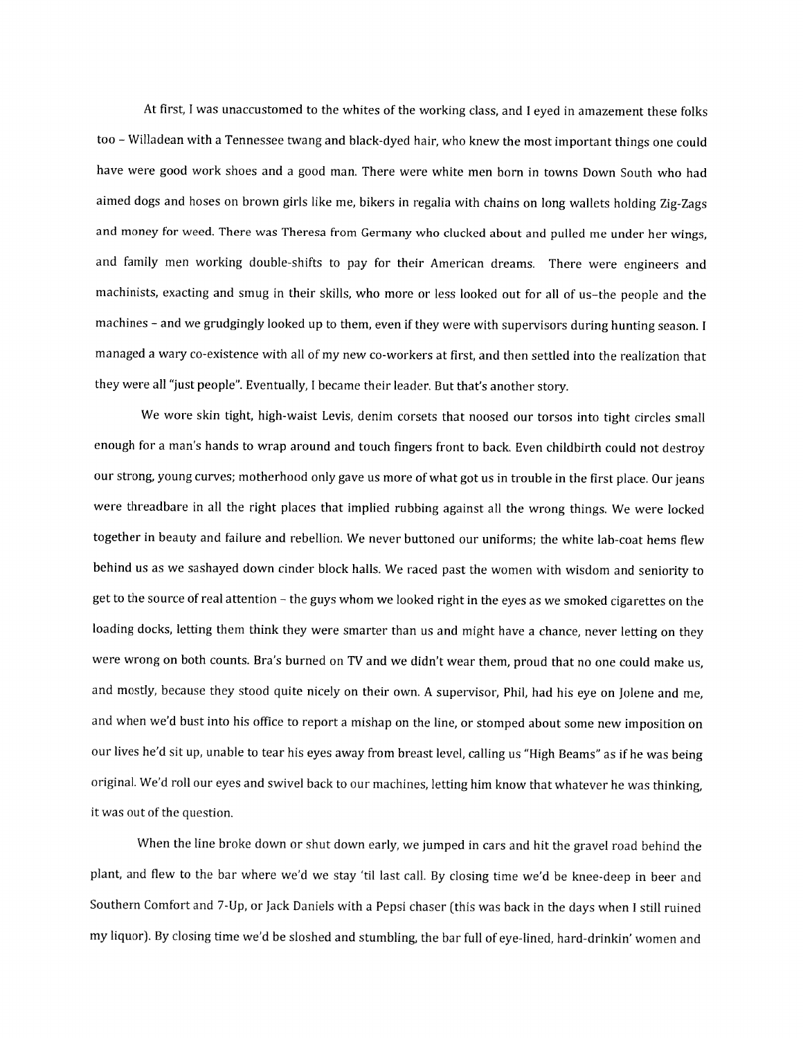At first, I was unaccustomed to the whites of the working class, and I eyed in amazement these folks too – Willadean with a Tennessee twang and black-dyed hair, who knew the most important things one could have were good work shoes and a good man. There were white men born in towns Down South who had aimed dogs and hoses on brown girls like me, bikers in regalia with chains on long wallets holding Zig-Zags and money for weed. There was Theresa from Germany who clucked about and pulled me under her wings, and family men working double-shifts to pay for their American dreams. There were engineers and machinists, exacting and smug in their skills, who more or less looked out for all of us–the people and the machines – and we grudgingly looked up to them, even if they were with supervisors during hunting season. I managed a wary co-existence with all of my new co-workers at first, and then settled into the realization that they were all "just people". Eventually, I became their leader. But that's another story.

We wore skin tight, high-waist Levis, denim corsets that noosed our torsos into tight circles small enough for a man's hands to wrap around and touch fingers front to back. Even childbirth could not destroy our strong, young curves; motherhood only gave us more of what got us in trouble in the first place. Our jeans were threadbare in all the right places that implied rubbing against all the wrong things. We were locked together in beauty and failure and rebellion. We never buttoned our uniforms; the white lab-coat hems flew behind us as we sashayed down cinder block halls. We raced past the women with wisdom and seniority to get to the source of real attention – the guys whom we looked right in the eyes as we smoked cigarettes on the loading docks, letting them think they were smarter than us and might have a chance, never letting on they were wrong on both counts. Bra's burned on TV and we didn't wear them, proud that no one could make us, and mostly, because they stood quite nicely on their own. A supervisor, Phil, had his eye on Jolene and me, and when we'd bust into his office to report a mishap on the line, or stomped about some new imposition on our lives he'd sit up, unable to tear his eyes away from breast level, calling us "High Beams" as if he was being original. We'd roll our eyes and swivel back to our machines, letting him know that whatever he was thinking, it was out of the question.

When the line broke down or shut down early, we jumped in cars and hit the gravel road behind the plant, and flew to the bar where we'd we stay 'til last call. By closing time we'd be knee-deep in beer and Southern Comfort and 7-Up, or Jack Daniels with a Pepsi chaser (this was back in the days when I still ruined my liquor). By closing time we'd be sloshed and stumbling, the bar full of eye-lined, hard-drinkin' women and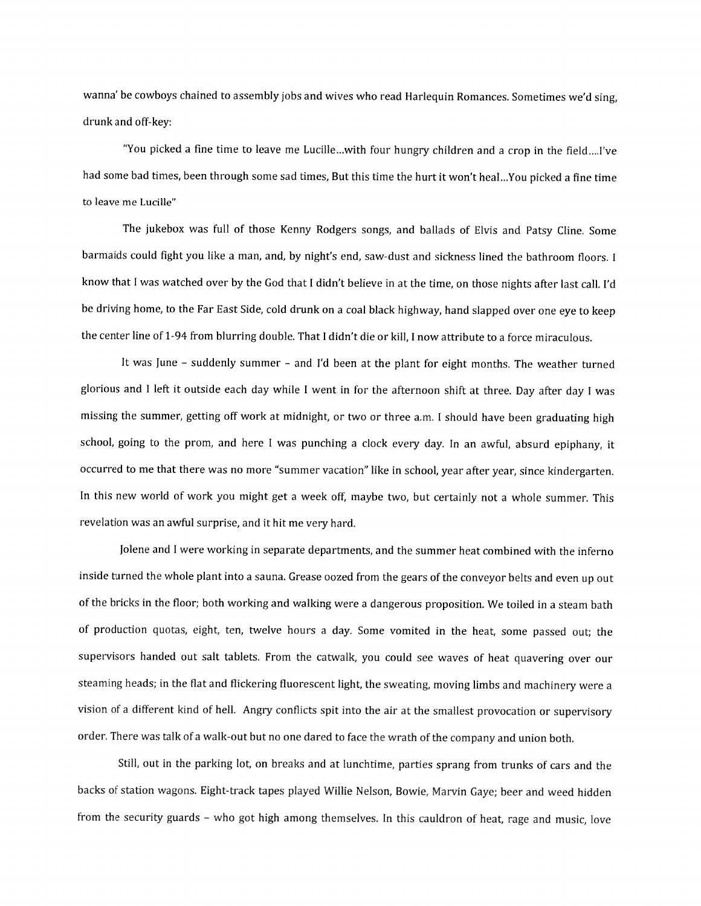wanna' be cowboys chained to assembly jobs and wives who read Harlequin Romances. Sometimes we'd sing, drunk and off-key:

"You picked a fine time to leave me Lucille...with four hungry children and a crop in the field....I've had some bad times, been through some sad times, But this time the hurt it won't heal...You picked a fine time to leave me Lucille"

The jukebox was full of those Kenny Rodgers songs, and ballads of Elvis and Patsy Cline. Some barmaids could fight you like a man, and, by night's end, saw-dust and sickness lined the bathroom floors. I know that I was watched over by the God that I didn't believe in at the time, on those nights after last call. I'd be driving home, to the Far East Side, cold drunk on a coal black highway, hand slapped over one eye to keep the center line of 1-94 from blurring double. That I didn't die or kill, I now attribute to a force miraculous.

It was June – suddenly summer – and I'd been at the plant for eight months. The weather turned glorious and I left it outside each day while I went in for the afternoon shift at three. Day after day I was missing the summer, getting off work at midnight, or two or three a.m. I should have been graduating high school, going to the prom, and here I was punching a clock every day. In an awful, absurd epiphany, it occurred to me that there was no more "summer vacation" like in school, year after year, since kindergarten. In this new world of work you might get a week off, maybe two, but certainly not a whole summer. This revelation was an awful surprise, and it hit me very hard.

Jolene and I were working in separate departments, and the summer heat combined with the inferno inside turned the whole plant into a sauna. Grease oozed from the gears of the conveyor belts and even up out of the bricks in the floor; both working and walking were a dangerous proposition. We toiled in a steam bath of production quotas, eight, ten, twelve hours a day. Some vomited in the heat, some passed out; the supervisors handed out salt tablets. From the catwalk, you could see waves of heat quavering over our steaming heads; in the flat and flickering fluorescent light, the sweating, moving limbs and machinery were a vision of a different kind of hell. Angry conflicts spit into the air at the smallest provocation or supervisory order. There was talk of a walk-out but no one dared to face the wrath of the company and union both.

Still, out in the parking lot, on breaks and at lunchtime, parties sprang from trunks of cars and the backs of station wagons. Eight-track tapes played Willie Nelson, Bowie, Marvin Gaye; beer and weed hidden from the security guards – who got high among themselves. In this cauldron of heat, rage and music, love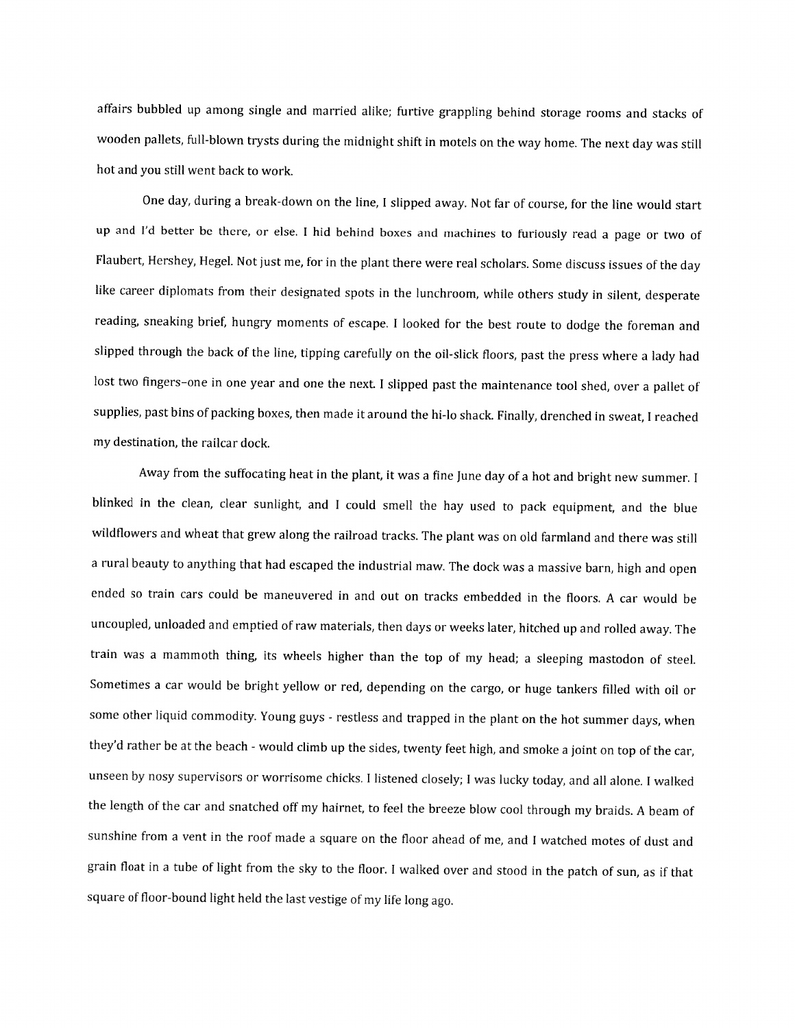affairs bubbled up among single and married alike; furtive grappling behind storage rooms and stacks of wooden pallets, full-blown trysts during the midnight shift in motels on the way home. The next day was still hot and you still went back to work.

One day, during a break-down on the line, I slipped away. Not far of course, for the line would start up and I'd better be there, or else. I hid behind boxes and machines to furiously read a page or two of Flaubert, Hershey, Hegel. Not just me, for in the plant there were real scholars. Some discuss issues of the day like career diplomats from their designated spots in the lunchroom, while others study in silent, desperate reading, sneaking brief, hungry moments of escape. I looked for the best route to dodge the foreman and slipped through the back of the line, tipping carefully on the oil-slick floors, past the press where a lady had lost two fingers–one in one year and one the next. I slipped past the maintenance tool shed, over a pallet of supplies, past bins of packing boxes, then made it around the hi-lo shack. Finally, drenched in sweat, I reached my destination, the railcar dock.

Away from the suffocating heat in the plant, it was a fine June day of a hot and bright new summer. I blinked in the clean, clear sunlight, and I could smell the hay used to pack equipment, and the blue wildflowers and wheat that grew along the railroad tracks. The plant was on old farmland and there was still a rural beauty to anything that had escaped the industrial maw. The dock was a massive barn, high and open ended so train cars could be maneuvered in and out on tracks embedded in the floors. A car would be uncoupled, unloaded and emptied of raw materials, then days or weeks later, hitched up and rolled away. The train was a mammoth thing, its wheels higher than the top of my head; a sleeping mastodon of steel. Sometimes a car would be bright yellow or red, depending on the cargo, or huge tankers filled with oil or some other liquid commodity. Young guys - restless and trapped in the plant on the hot summer days, when they'd rather be at the beach - would climb up the sides, twenty feet high, and smoke a joint on top of the car, unseen by nosy supervisors or worrisome chicks. I listened closely; I was lucky today, and all alone. I walked the length of the car and snatched off my hairnet, to feel the breeze blow cool through my braids. A beam of sunshine from a vent in the roof made a square on the floor ahead of me, and I watched motes of dust and grain float in a tube of light from the sky to the floor. I walked over and stood in the patch of sun, as if that square of floor-bound light held the last vestige of my life long ago.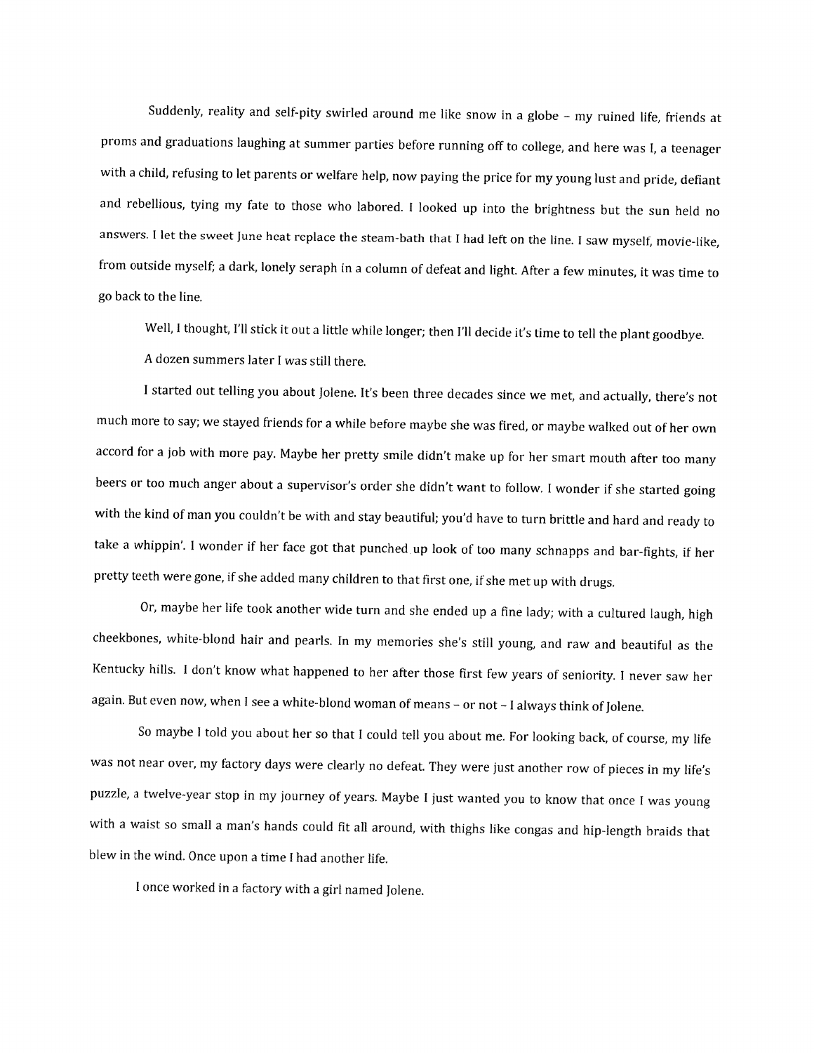Suddenly, reality and self-pity swirled around me like snow in a globe – my ruined life, friends at proms and graduations laughing at summer parties before running off to college, and here was I, a teenager with a child, refusing to let parents or welfare help, now paying the price for my young lust and pride, defiant and rebellious, tying my fate to those who labored. I looked up into the brightness but the sun held no answers. I let the sweet June heat replace the steam-bath that I had left on the line. I saw myself, movie-like, from outside myself; a dark, lonely seraph in a column of defeat and light. After a few minutes, it was time to go back to the line.

Well, I thought, I'll stick it out a little while longer; then I'll decide it's time to tell the plant goodbye.

A dozen summers later I was still there.

I started out telling you about Jolene. It's been three decades since we met, and actually, there's not much more to say; we stayed friends for a while before maybe she was fired, or maybe walked out of her own accord for a job with more pay. Maybe her pretty smile didn't make up for her smart mouth after too many beers or too much anger about a supervisor's order she didn't want to follow. I wonder if she started going with the kind of man you couldn't be with and stay beautiful; you'd have to turn brittle and hard and ready to take a whippin'. I wonder if her face got that punched up look of too many schnapps and bar-fights, if her pretty teeth were gone, if she added many children to that first one, if she met up with drugs.

Or, maybe her life took another wide turn and she ended up a fine lady; with a cultured laugh, high cheekbones, white-blond hair and pearls. In my memories she's still young, and raw and beautiful as the Kentucky hills. I don't know what happened to her after those first few years of seniority. I never saw her again. But even now, when I see a white-blond woman of means – or not – I always think of Jolene.

So maybe I told you about her so that I could tell you about me. For looking back, of course, my life was not near over, my factory days were clearly no defeat. They were just another row of pieces in my life's puzzle, a twelve-year stop in my journey of years. Maybe I just wanted you to know that once I was young with a waist so small a man's hands could fit all around, with thighs like congas and hip-length braids that blew in the wind. Once upon a time I had another life.

I once worked in a factory with a girl named Jolene.